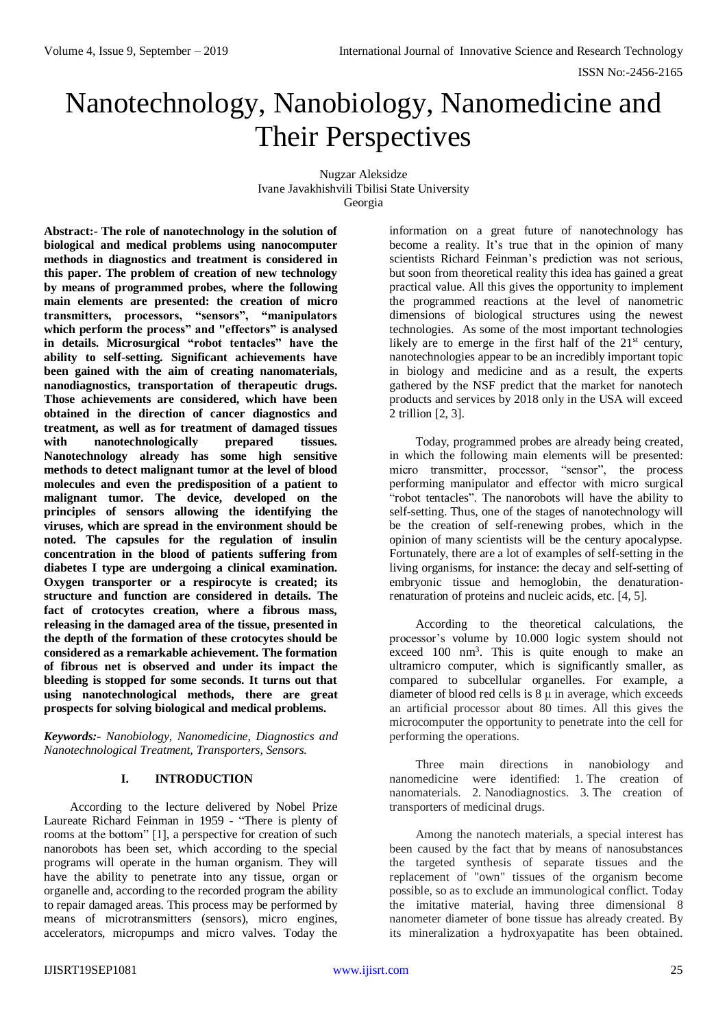# Nanotechnology, Nanobiology, Nanomedicine and Their Perspectives

Nugzar Aleksidze
Ivane Javakhishvili Tbilisi State University
Georgia

**Abstract:- The role of nanotechnology in the solution of biological and medical problems using nanocomputer methods in diagnostics and treatment is considered in this paper. The problem of creation of new technology by means of programmed probes, where the following main elements are presented: the creation of micro transmitters, processors, "sensors", "manipulators which perform the process" and "effectors" is analysed in details. Microsurgical "robot tentacles" have the ability to self-setting. Significant achievements have been gained with the aim of creating nanomaterials, nanodiagnostics, transportation of therapeutic drugs. Those achievements are considered, which have been obtained in the direction of cancer diagnostics and treatment, as well as for treatment of damaged tissues with nanotechnologically prepared tissues. Nanotechnology already has some high sensitive methods to detect malignant tumor at the level of blood molecules and even the predisposition of a patient to malignant tumor. The device, developed on the principles of sensors allowing the identifying the viruses, which are spread in the environment should be noted. The capsules for the regulation of insulin concentration in the blood of patients suffering from diabetes I type are undergoing a clinical examination. Oxygen transporter or a respirocyte is created; its structure and function are considered in details. The fact of crotocytes creation, where a fibrous mass, releasing in the damaged area of the tissue, presented in the depth of the formation of these crotocytes should be considered as a remarkable achievement. The formation of fibrous net is observed and under its impact the bleeding is stopped for some seconds. It turns out that using nanotechnological methods, there are great prospects for solving biological and medical problems.**

***Keywords:-** Nanobiology, Nanomedicine, Diagnostics and Nanotechnological Treatment, Transporters, Sensors.*

## I. INTRODUCTION

According to the lecture delivered by Nobel Prize Laureate Richard Feinman in 1959 - "There is plenty of rooms at the bottom" [1], a perspective for creation of such nanorobots has been set, which according to the special programs will operate in the human organism. They will have the ability to penetrate into any tissue, organ or organelle and, according to the recorded program the ability to repair damaged areas. This process may be performed by means of microtransmitters (sensors), micro engines, accelerators, micropumps and micro valves. Today the information on a great future of nanotechnology has become a reality. It's true that in the opinion of many scientists Richard Feinman's prediction was not serious, but soon from theoretical reality this idea has gained a great practical value. All this gives the opportunity to implement the programmed reactions at the level of nanometric dimensions of biological structures using the newest technologies. As some of the most important technologies likely are to emerge in the first half of the 21st century, nanotechnologies appear to be an incredibly important topic in biology and medicine and as a result, the experts gathered by the NSF predict that the market for nanotech products and services by 2018 only in the USA will exceed 2 trillion [2, 3].

Today, programmed probes are already being created, in which the following main elements will be presented: micro transmitter, processor, "sensor", the process performing manipulator and effector with micro surgical "robot tentacles". The nanorobots will have the ability to self-setting. Thus, one of the stages of nanotechnology will be the creation of self-renewing probes, which in the opinion of many scientists will be the century apocalypse. Fortunately, there are a lot of examples of self-setting in the living organisms, for instance: the decay and self-setting of embryonic tissue and hemoglobin, the denaturation-renaturation of proteins and nucleic acids, etc. [4, 5].

According to the theoretical calculations, the processor's volume by 10.000 logic system should not exceed 100 $nm^3$. This is quite enough to make an ultramicro computer, which is significantly smaller, as compared to subcellular organelles. For example, a diameter of blood red cells is 8 μ in average, which exceeds an artificial processor about 80 times. All this gives the microcomputer the opportunity to penetrate into the cell for performing the operations.

Three main directions in nanobiology and nanomedicine were identified: 1. The creation of nanomaterials. 2. Nanodiagnostics. 3. The creation of transporters of medicinal drugs.

Among the nanotech materials, a special interest has been caused by the fact that by means of nanosubstances the targeted synthesis of separate tissues and the replacement of "own" tissues of the organism become possible, so as to exclude an immunological conflict. Today the imitative material, having three dimensional 8 nanometer diameter of bone tissue has already created. By its mineralization a hydroxyapatite has been obtained.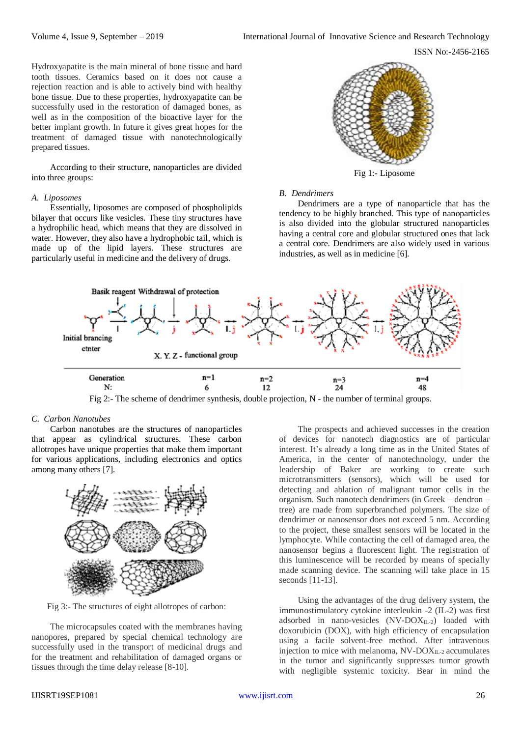Hydroxyapatite is the main mineral of bone tissue and hard tooth tissues. Ceramics based on it does not cause a rejection reaction and is able to actively bind with healthy bone tissue. Due to these properties, hydroxyapatite can be successfully used in the restoration of damaged bones, as well as in the composition of the bioactive layer for the better implant growth. In future it gives great hopes for the treatment of damaged tissue with nanotechnologically prepared tissues.

According to their structure, nanoparticles are divided into three groups:

### *A. Liposomes*

Essentially, liposomes are composed of phospholipids bilayer that occurs like vesicles. These tiny structures have a hydrophilic head, which means that they are dissolved in water. However, they also have a hydrophobic tail, which is made up of the lipid layers. These structures are particularly useful in medicine and the delivery of drugs.

Fig 1:- Liposome

### *B. Dendrimers*

Dendrimers are a type of nanoparticle that has the tendency to be highly branched. This type of nanoparticles is also divided into the globular structured nanoparticles having a central core and globular structured ones that lack a central core. Dendrimers are also widely used in various industries, as well as in medicine [6].

Fig 2:- The scheme of dendrimer synthesis, double projection, N - the number of terminal groups.

### *C. Carbon Nanotubes*

Carbon nanotubes are the structures of nanoparticles that appear as cylindrical structures. These carbon allotropes have unique properties that make them important for various applications, including electronics and optics among many others [7].

Fig 3:- The structures of eight allotropes of carbon:

The microcapsules coated with the membranes having nanopores, prepared by special chemical technology are successfully used in the transport of medicinal drugs and for the treatment and rehabilitation of damaged organs or tissues through the time delay release [8-10].

The prospects and achieved successes in the creation of devices for nanotech diagnostics are of particular interest. It's already a long time as in the United States of America, in the center of nanotechnology, under the leadership of Baker are working to create such microtransmitters (sensors), which will be used for detecting and ablation of malignant tumor cells in the organism. Such nanotech dendrimers (in Greek – dendron – tree) are made from superbranched polymers. The size of dendrimer or nanosensor does not exceed 5 nm. According to the project, these smallest sensors will be located in the lymphocyte. While contacting the cell of damaged area, the nanosensor begins a fluorescent light. The registration of this luminescence will be recorded by means of specially made scanning device. The scanning will take place in 15 seconds [11-13].

Using the advantages of the drug delivery system, the immunostimulatory cytokine interleukin -2 (IL-2) was first adsorbed in nano-vesicles ($NV\text{-}DOX_{IL\text{-}2}$) loaded with doxorubicin (DOX), with high efficiency of encapsulation using a facile solvent-free method. After intravenous injection to mice with melanoma, $NV\text{-}DOX_{IL\text{-}2}$ accumulates in the tumor and significantly suppresses tumor growth with negligible systemic toxicity. Bear in mind the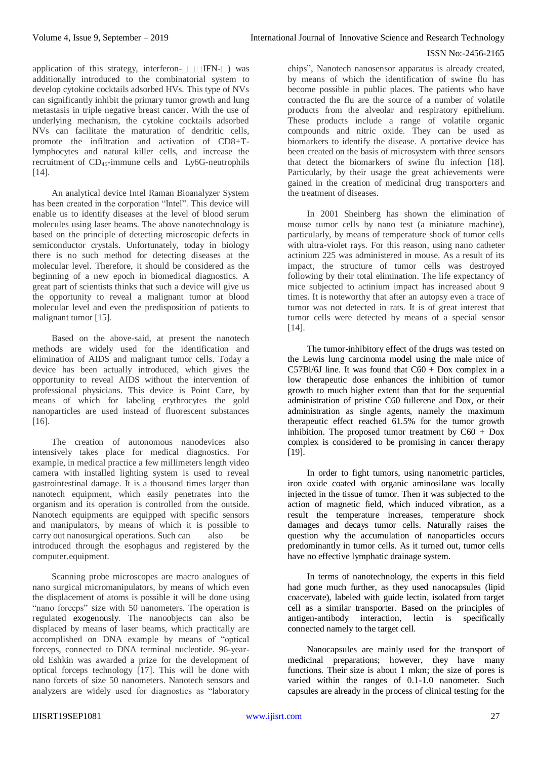application of this strategy, interferon-□□□IFN-□) was additionally introduced to the combinatorial system to develop cytokine cocktails adsorbed HVs. This type of NVs can significantly inhibit the primary tumor growth and lung metastasis in triple negative breast cancer. With the use of underlying mechanism, the cytokine cocktails adsorbed NVs can facilitate the maturation of dendritic cells, promote the infiltration and activation of CD8+T-lymphocytes and natural killer cells, and increase the recruitment of $CD_{45}$-immune cells and Ly6G-neutrophils [14].

An analytical device Intel Raman Bioanalyzer System has been created in the corporation "Intel". This device will enable us to identify diseases at the level of blood serum molecules using laser beams. The above nanotechnology is based on the principle of detecting microscopic defects in semiconductor crystals. Unfortunately, today in biology there is no such method for detecting diseases at the molecular level. Therefore, it should be considered as the beginning of a new epoch in biomedical diagnostics. A great part of scientists thinks that such a device will give us the opportunity to reveal a malignant tumor at blood molecular level and even the predisposition of patients to malignant tumor [15].

Based on the above-said, at present the nanotech methods are widely used for the identification and elimination of AIDS and malignant tumor cells. Today a device has been actually introduced, which gives the opportunity to reveal AIDS without the intervention of professional physicians. This device is Point Care, by means of which for labeling erythrocytes the gold nanoparticles are used instead of fluorescent substances [16].

The creation of autonomous nanodevices also intensively takes place for medical diagnostics. For example, in medical practice a few millimeters length video camera with installed lighting system is used to reveal gastrointestinal damage. It is a thousand times larger than nanotech equipment, which easily penetrates into the organism and its operation is controlled from the outside. Nanotech equipments are equipped with specific sensors and manipulators, by means of which it is possible to carry out nanosurgical operations. Such can also be introduced through the esophagus and registered by the computer.equipment.

Scanning probe microscopes are macro analogues of nano surgical micromanipulators, by means of which even the displacement of atoms is possible it will be done using "nano forceps" size with 50 nanometers. The operation is regulated exogenously. The nanoobjects can also be displaced by means of laser beams, which practically are accomplished on DNA example by means of "optical forceps, connected to DNA terminal nucleotide. 96-year-old Eshkin was awarded a prize for the development of optical forceps technology [17]. This will be done with nano forcets of size 50 nanometers. Nanotech sensors and analyzers are widely used for diagnostics as "laboratory chips", Nanotech nanosensor apparatus is already created, by means of which the identification of swine flu has become possible in public places. The patients who have contracted the flu are the source of a number of volatile products from the alveolar and respiratory epithelium. These products include a range of volatile organic compounds and nitric oxide. They can be used as biomarkers to identify the disease. A portative device has been created on the basis of microsystem with three sensors that detect the biomarkers of swine flu infection [18]. Particularly, by their usage the great achievements were gained in the creation of medicinal drug transporters and the treatment of diseases.

In 2001 Sheinberg has shown the elimination of mouse tumor cells by nano test (a miniature machine), particularly, by means of temperature shock of tumor cells with ultra-violet rays. For this reason, using nano catheter actinium 225 was administered in mouse. As a result of its impact, the structure of tumor cells was destroyed following by their total elimination. The life expectancy of mice subjected to actinium impact has increased about 9 times. It is noteworthy that after an autopsy even a trace of tumor was not detected in rats. It is of great interest that tumor cells were detected by means of a special sensor [14].

The tumor-inhibitory effect of the drugs was tested on the Lewis lung carcinoma model using the male mice of C57Bl/6J line. It was found that C60 + Dox complex in a low therapeutic dose enhances the inhibition of tumor growth to much higher extent than that for the sequential administration of pristine C60 fullerene and Dox, or their administration as single agents, namely the maximum therapeutic effect reached 61.5% for the tumor growth inhibition. The proposed tumor treatment by C60 + Dox complex is considered to be promising in cancer therapy [19].

In order to fight tumors, using nanometric particles, iron oxide coated with organic aminosilane was locally injected in the tissue of tumor. Then it was subjected to the action of magnetic field, which induced vibration, as a result the temperature increases, temperature shock damages and decays tumor cells. Naturally raises the question why the accumulation of nanoparticles occurs predominantly in tumor cells. As it turned out, tumor cells have no effective lymphatic drainage system.

In terms of nanotechnology, the experts in this field had gone much further, as they used nanocapsules (lipid coacervate), labeled with guide lectin, isolated from target cell as a similar transporter. Based on the principles of antigen-antibody interaction, lectin is specifically connected namely to the target cell.

Nanocapsules are mainly used for the transport of medicinal preparations; however, they have many functions. Their size is about 1 mkm; the size of pores is varied within the ranges of 0.1-1.0 nanometer. Such capsules are already in the process of clinical testing for the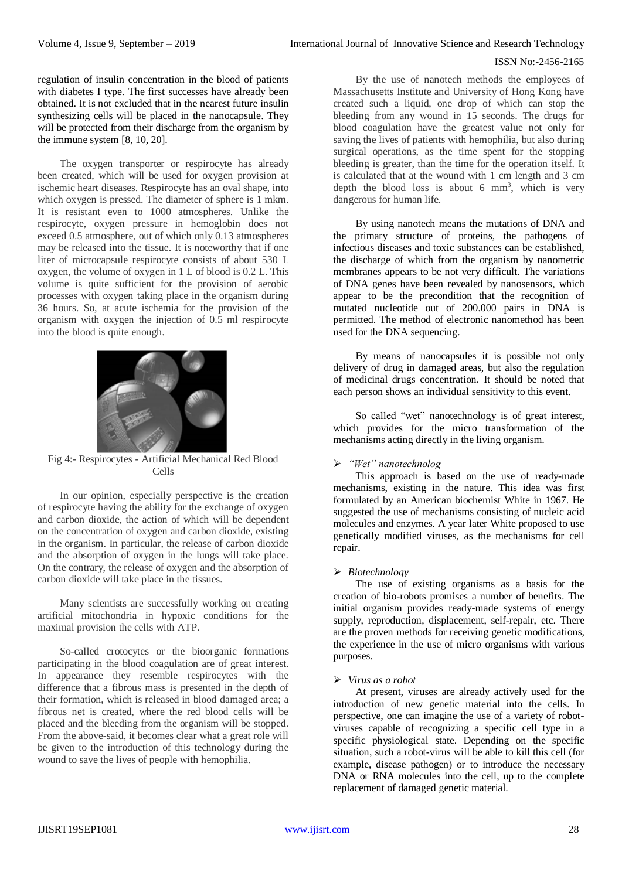regulation of insulin concentration in the blood of patients with diabetes I type. The first successes have already been obtained. It is not excluded that in the nearest future insulin synthesizing cells will be placed in the nanocapsule. They will be protected from their discharge from the organism by the immune system [8, 10, 20].

The oxygen transporter or respirocyte has already been created, which will be used for oxygen provision at ischemic heart diseases. Respirocyte has an oval shape, into which oxygen is pressed. The diameter of sphere is 1 mkm. It is resistant even to 1000 atmospheres. Unlike the respirocyte, oxygen pressure in hemoglobin does not exceed 0.5 atmosphere, out of which only 0.13 atmospheres may be released into the tissue. It is noteworthy that if one liter of microcapsule respirocyte consists of about 530 L oxygen, the volume of oxygen in 1 L of blood is 0.2 L. This volume is quite sufficient for the provision of aerobic processes with oxygen taking place in the organism during 36 hours. So, at acute ischemia for the provision of the organism with oxygen the injection of 0.5 ml respirocyte into the blood is quite enough.

Fig 4:- Respirocytes - Artificial Mechanical Red Blood Cells

In our opinion, especially perspective is the creation of respirocyte having the ability for the exchange of oxygen and carbon dioxide, the action of which will be dependent on the concentration of oxygen and carbon dioxide, existing in the organism. In particular, the release of carbon dioxide and the absorption of oxygen in the lungs will take place. On the contrary, the release of oxygen and the absorption of carbon dioxide will take place in the tissues.

Many scientists are successfully working on creating artificial mitochondria in hypoxic conditions for the maximal provision the cells with ATP.

So-called crotocytes or the bioorganic formations participating in the blood coagulation are of great interest. In appearance they resemble respirocytes with the difference that a fibrous mass is presented in the depth of their formation, which is released in blood damaged area; a fibrous net is created, where the red blood cells will be placed and the bleeding from the organism will be stopped. From the above-said, it becomes clear what a great role will be given to the introduction of this technology during the wound to save the lives of people with hemophilia.

By the use of nanotech methods the employees of Massachusetts Institute and University of Hong Kong have created such a liquid, one drop of which can stop the bleeding from any wound in 15 seconds. The drugs for blood coagulation have the greatest value not only for saving the lives of patients with hemophilia, but also during surgical operations, as the time spent for the stopping bleeding is greater, than the time for the operation itself. It is calculated that at the wound with 1 cm length and 3 cm depth the blood loss is about 6 $mm^3$, which is very dangerous for human life.

By using nanotech means the mutations of DNA and the primary structure of proteins, the pathogens of infectious diseases and toxic substances can be established, the discharge of which from the organism by nanometric membranes appears to be not very difficult. The variations of DNA genes have been revealed by nanosensors, which appear to be the precondition that the recognition of mutated nucleotide out of 200.000 pairs in DNA is permitted. The method of electronic nanomethod has been used for the DNA sequencing.

By means of nanocapsules it is possible not only delivery of drug in damaged areas, but also the regulation of medicinal drugs concentration. It should be noted that each person shows an individual sensitivity to this event.

So called "wet" nanotechnology is of great interest, which provides for the micro transformation of the mechanisms acting directly in the living organism.

- *"Wet" nanotechnolog*

This approach is based on the use of ready-made mechanisms, existing in the nature. This idea was first formulated by an American biochemist White in 1967. He suggested the use of mechanisms consisting of nucleic acid molecules and enzymes. A year later White proposed to use genetically modified viruses, as the mechanisms for cell repair.

- *Biotechnology*

The use of existing organisms as a basis for the creation of bio-robots promises a number of benefits. The initial organism provides ready-made systems of energy supply, reproduction, displacement, self-repair, etc. There are the proven methods for receiving genetic modifications, the experience in the use of micro organisms with various purposes.

- *Virus as a robot*

At present, viruses are already actively used for the introduction of new genetic material into the cells. In perspective, one can imagine the use of a variety of robot-viruses capable of recognizing a specific cell type in a specific physiological state. Depending on the specific situation, such a robot-virus will be able to kill this cell (for example, disease pathogen) or to introduce the necessary DNA or RNA molecules into the cell, up to the complete replacement of damaged genetic material.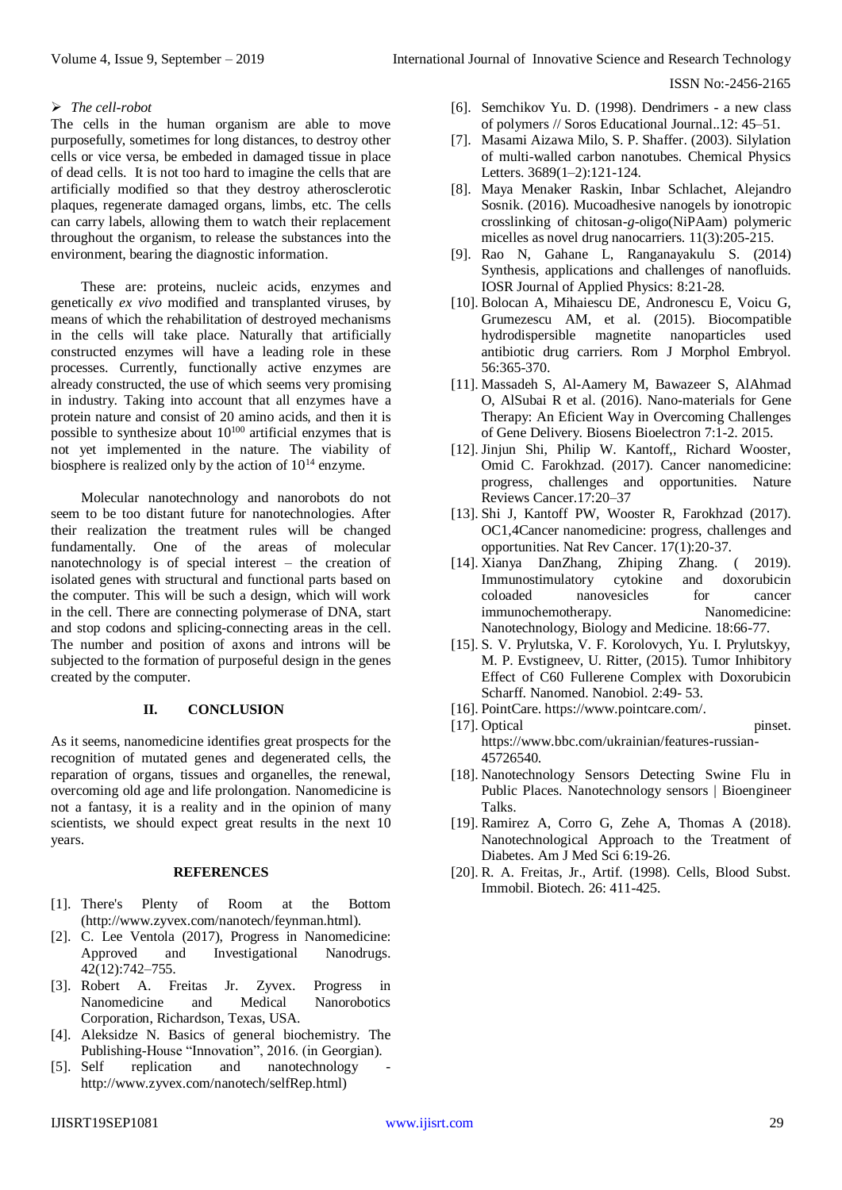➢ *The cell-robot*

The cells in the human organism are able to move purposefully, sometimes for long distances, to destroy other cells or vice versa, be embeded in damaged tissue in place of dead cells. It is not too hard to imagine the cells that are artificially modified so that they destroy atherosclerotic plaques, regenerate damaged organs, limbs, etc. The cells can carry labels, allowing them to watch their replacement throughout the organism, to release the substances into the environment, bearing the diagnostic information.

These are: proteins, nucleic acids, enzymes and genetically *ex vivo* modified and transplanted viruses, by means of which the rehabilitation of destroyed mechanisms in the cells will take place. Naturally that artificially constructed enzymes will have a leading role in these processes. Currently, functionally active enzymes are already constructed, the use of which seems very promising in industry. Taking into account that all enzymes have a protein nature and consist of 20 amino acids, and then it is possible to synthesize about $10^{100}$ artificial enzymes that is not yet implemented in the nature. The viability of biosphere is realized only by the action of $10^{14}$ enzyme.

Molecular nanotechnology and nanorobots do not seem to be too distant future for nanotechnologies. After their realization the treatment rules will be changed fundamentally. One of the areas of molecular nanotechnology is of special interest – the creation of isolated genes with structural and functional parts based on the computer. This will be such a design, which will work in the cell. There are connecting polymerase of DNA, start and stop codons and splicing-connecting areas in the cell. The number and position of axons and introns will be subjected to the formation of purposeful design in the genes created by the computer.

## II. CONCLUSION

As it seems, nanomedicine identifies great prospects for the recognition of mutated genes and degenerated cells, the reparation of organs, tissues and organelles, the renewal, overcoming old age and life prolongation. Nanomedicine is not a fantasy, it is a reality and in the opinion of many scientists, we should expect great results in the next 10 years.

## REFERENCES

- [1]. There's Plenty of Room at the Bottom (http://www.zyvex.com/nanotech/feynman.html).
- [2]. C. Lee Ventola (2017), Progress in Nanomedicine: Approved and Investigational Nanodrugs. 42(12):742–755.
- [3]. Robert A. Freitas Jr. Zyvex. Progress in Nanomedicine and Medical Nanorobotics Corporation, Richardson, Texas, USA.
- [4]. Aleksidze N. Basics of general biochemistry. The Publishing-House "Innovation", 2016. (in Georgian).
- [5]. Self replication and nanotechnology - http://www.zyvex.com/nanotech/selfRep.html)
- [6]. Semchikov Yu. D. (1998). Dendrimers - a new class of polymers // Soros Educational Journal..12: 45–51.
- [7]. Masami Aizawa Milo, S. P. Shaffer. (2003). Silylation of multi-walled carbon nanotubes. Chemical Physics Letters. 3689(1–2):121-124.
- [8]. Maya Menaker Raskin, Inbar Schlachet, Alejandro Sosnik. (2016). Mucoadhesive nanogels by ionotropic crosslinking of chitosan-*g*-oligo(NiPAam) polymeric micelles as novel drug nanocarriers. 11(3):205-215.
- [9]. Rao N, Gahane L, Ranganayakulu S. (2014) Synthesis, applications and challenges of nanofluids. IOSR Journal of Applied Physics: 8:21-28.
- [10]. Bolocan A, Mihaiescu DE, Andronescu E, Voicu G, Grumezescu AM, et al. (2015). Biocompatible hydrodispersible magnetite nanoparticles used antibiotic drug carriers. Rom J Morphol Embryol. 56:365-370.
- [11]. Massadeh S, Al-Aamery M, Bawazeer S, AlAhmad O, AlSubai R et al. (2016). Nano-materials for Gene Therapy: An Eficient Way in Overcoming Challenges of Gene Delivery. Biosens Bioelectron 7:1-2. 2015.
- [12]. Jinjun Shi, Philip W. Kantoff,, Richard Wooster, Omid C. Farokhzad. (2017). Cancer nanomedicine: progress, challenges and opportunities. Nature Reviews Cancer.17:20–37
- [13]. Shi J, Kantoff PW, Wooster R, Farokhzad (2017). OC1,4Cancer nanomedicine: progress, challenges and opportunities. Nat Rev Cancer. 17(1):20-37.
- [14]. Xianya DanZhang, Zhiping Zhang. ( 2019). Immunostimulatory cytokine and doxorubicin coloaded nanovesicles for cancer immunochemotherapy. Nanomedicine: Nanotechnology, Biology and Medicine. 18:66-77.
- [15]. S. V. Prylutska, V. F. Korolovych, Yu. I. Prylutskyy, M. P. Evstigneev, U. Ritter, (2015). Tumor Inhibitory Effect of C60 Fullerene Complex with Doxorubicin Scharff. Nanomed. Nanobiol. 2:49- 53.
- [16]. PointCare. https://www.pointcare.com/.
- [17]. Optical pinset. https://www.bbc.com/ukrainian/features-russian-45726540.
- [18]. Nanotechnology Sensors Detecting Swine Flu in Public Places. Nanotechnology sensors | Bioengineer Talks.
- [19]. Ramirez A, Corro G, Zehe A, Thomas A (2018). Nanotechnological Approach to the Treatment of Diabetes. Am J Med Sci 6:19-26.
- [20]. R. A. Freitas, Jr., Artif. (1998). Cells, Blood Subst. Immobil. Biotech. 26: 411-425.